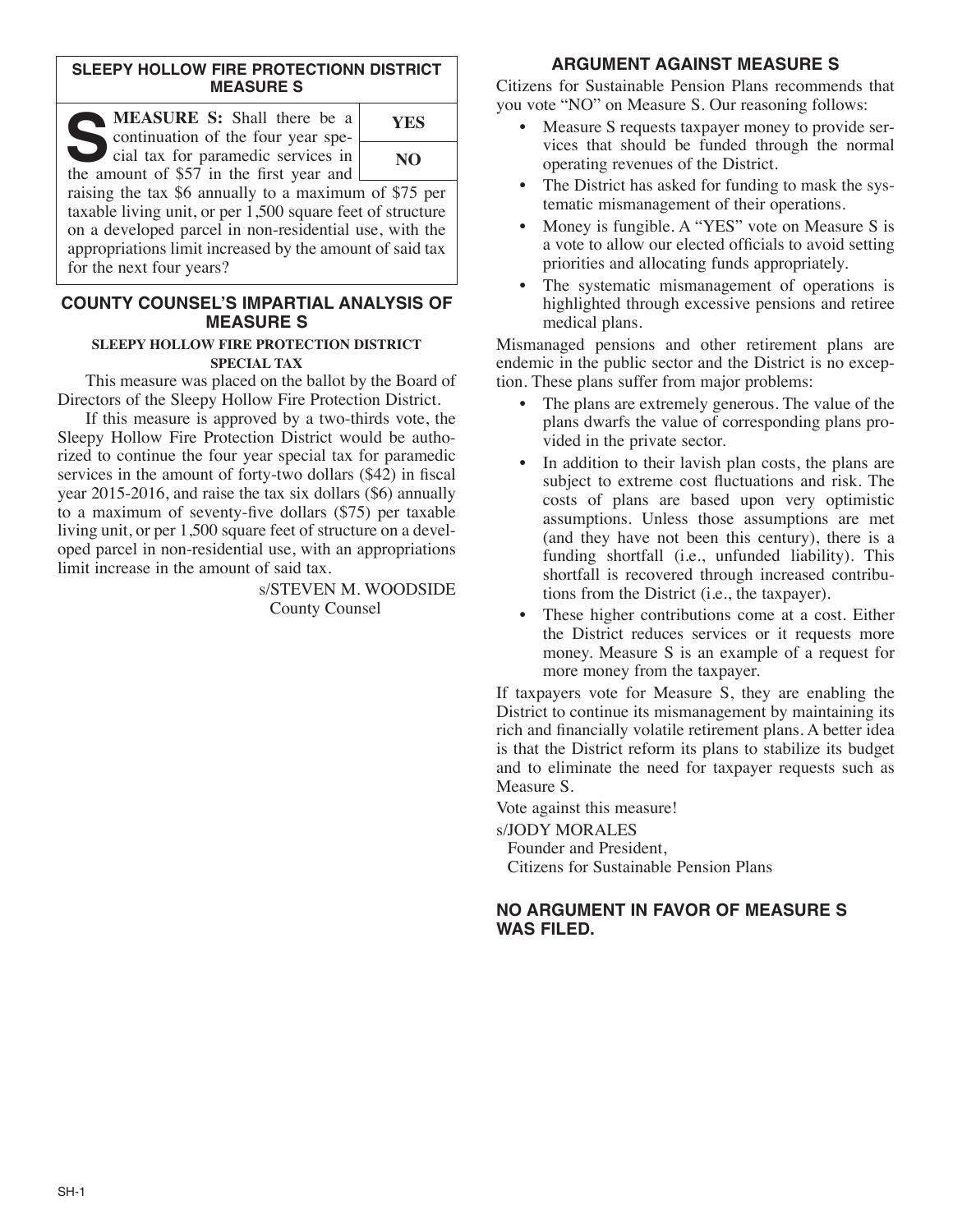## SLEEPY HOLLOW FIRE PROTECTIONN DISTRICT MEASURE S

| | |
|---|---|
| **MEASURE S:** Shall there be a continuation of the four year special tax for paramedic services in the amount of $57 in the first year and raising the tax $6 annually to a maximum of $75 per taxable living unit, or per 1,500 square feet of structure on a developed parcel in non-residential use, with the appropriations limit increased by the amount of said tax for the next four years? | **YES** |
| | **NO** |

## COUNTY COUNSEL'S IMPARTIAL ANALYSIS OF MEASURE S

**SLEEPY HOLLOW FIRE PROTECTION DISTRICT SPECIAL TAX**

This measure was placed on the ballot by the Board of Directors of the Sleepy Hollow Fire Protection District.

If this measure is approved by a two-thirds vote, the Sleepy Hollow Fire Protection District would be authorized to continue the four year special tax for paramedic services in the amount of forty-two dollars ($42) in fiscal year 2015-2016, and raise the tax six dollars ($6) annually to a maximum of seventy-five dollars ($75) per taxable living unit, or per 1,500 square feet of structure on a developed parcel in non-residential use, with an appropriations limit increase in the amount of said tax.

s/STEVEN M. WOODSIDE
County Counsel

## ARGUMENT AGAINST MEASURE S

Citizens for Sustainable Pension Plans recommends that you vote "NO" on Measure S. Our reasoning follows:

- Measure S requests taxpayer money to provide services that should be funded through the normal operating revenues of the District.
- The District has asked for funding to mask the systematic mismanagement of their operations.
- Money is fungible. A "YES" vote on Measure S is a vote to allow our elected officials to avoid setting priorities and allocating funds appropriately.
- The systematic mismanagement of operations is highlighted through excessive pensions and retiree medical plans.

Mismanaged pensions and other retirement plans are endemic in the public sector and the District is no exception. These plans suffer from major problems:

- The plans are extremely generous. The value of the plans dwarfs the value of corresponding plans provided in the private sector.
- In addition to their lavish plan costs, the plans are subject to extreme cost fluctuations and risk. The costs of plans are based upon very optimistic assumptions. Unless those assumptions are met (and they have not been this century), there is a funding shortfall (i.e., unfunded liability). This shortfall is recovered through increased contributions from the District (i.e., the taxpayer).
- These higher contributions come at a cost. Either the District reduces services or it requests more money. Measure S is an example of a request for more money from the taxpayer.

If taxpayers vote for Measure S, they are enabling the District to continue its mismanagement by maintaining its rich and financially volatile retirement plans. A better idea is that the District reform its plans to stabilize its budget and to eliminate the need for taxpayer requests such as Measure S.

Vote against this measure!

s/JODY MORALES
Founder and President,
Citizens for Sustainable Pension Plans

## NO ARGUMENT IN FAVOR OF MEASURE S WAS FILED.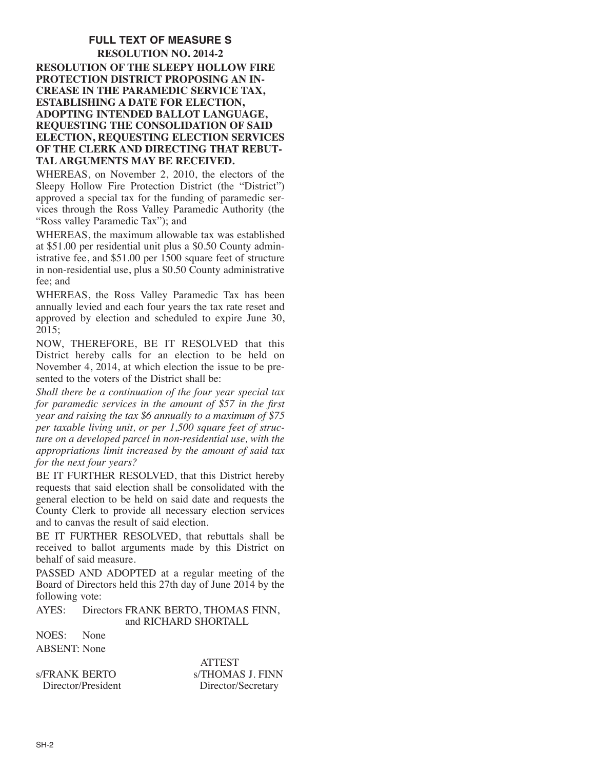# FULL TEXT OF MEASURE S

## RESOLUTION NO. 2014-2

**RESOLUTION OF THE SLEEPY HOLLOW FIRE PROTECTION DISTRICT PROPOSING AN INCREASE IN THE PARAMEDIC SERVICE TAX, ESTABLISHING A DATE FOR ELECTION, ADOPTING INTENDED BALLOT LANGUAGE, REQUESTING THE CONSOLIDATION OF SAID ELECTION, REQUESTING ELECTION SERVICES OF THE CLERK AND DIRECTING THAT REBUTTAL ARGUMENTS MAY BE RECEIVED.**

WHEREAS, on November 2, 2010, the electors of the Sleepy Hollow Fire Protection District (the "District") approved a special tax for the funding of paramedic services through the Ross Valley Paramedic Authority (the "Ross valley Paramedic Tax"); and

WHEREAS, the maximum allowable tax was established at $51.00 per residential unit plus a $0.50 County administrative fee, and $51.00 per 1500 square feet of structure in non-residential use, plus a $0.50 County administrative fee; and

WHEREAS, the Ross Valley Paramedic Tax has been annually levied and each four years the tax rate reset and approved by election and scheduled to expire June 30, 2015;

NOW, THEREFORE, BE IT RESOLVED that this District hereby calls for an election to be held on November 4, 2014, at which election the issue to be presented to the voters of the District shall be:

*Shall there be a continuation of the four year special tax for paramedic services in the amount of $57 in the first year and raising the tax $6 annually to a maximum of $75 per taxable living unit, or per 1,500 square feet of structure on a developed parcel in non-residential use, with the appropriations limit increased by the amount of said tax for the next four years?*

BE IT FURTHER RESOLVED, that this District hereby requests that said election shall be consolidated with the general election to be held on said date and requests the County Clerk to provide all necessary election services and to canvas the result of said election.

BE IT FURTHER RESOLVED, that rebuttals shall be received to ballot arguments made by this District on behalf of said measure.

PASSED AND ADOPTED at a regular meeting of the Board of Directors held this 27th day of June 2014 by the following vote:

AYES: Directors FRANK BERTO, THOMAS FINN, and RICHARD SHORTALL

NOES: None

ABSENT: None

| | |
|---|---|
| | ATTEST |
| s/FRANK BERTO | s/THOMAS J. FINN |
| Director/President | Director/Secretary |